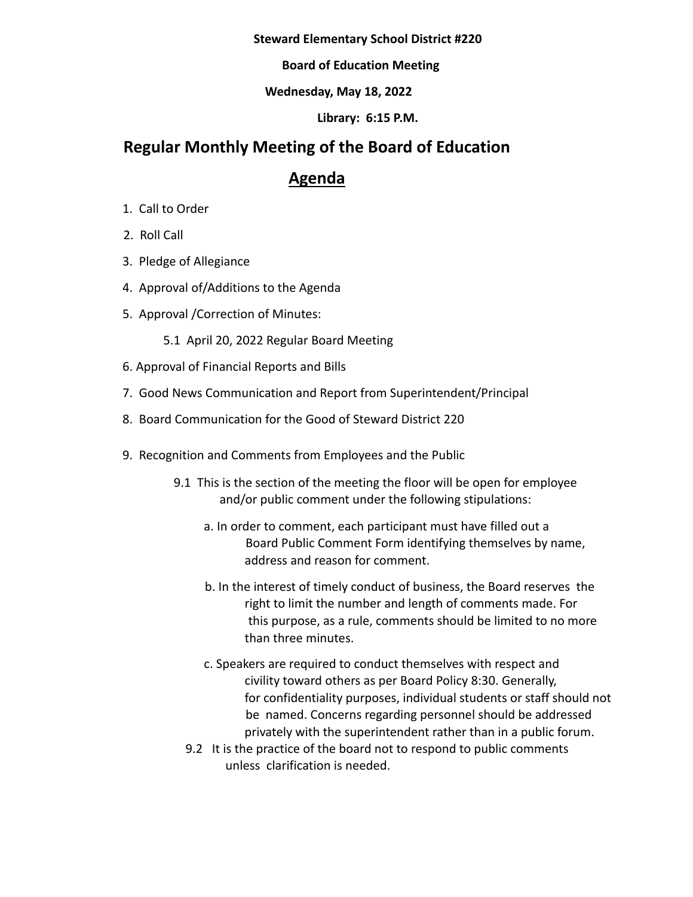**Steward Elementary School District #220**

**Board of Education Meeting**

**Wednesday, May 18, 2022**

**Library: 6:15 P.M.**

# Regular Monthly Meeting of the Board of Education

## <u>Agenda</u>

1. Call to Order
2. Roll Call
3. Pledge of Allegiance
4. Approval of/Additions to the Agenda
5. Approval /Correction of Minutes:
   - 5.1 April 20, 2022 Regular Board Meeting
6. Approval of Financial Reports and Bills
7. Good News Communication and Report from Superintendent/Principal
8. Board Communication for the Good of Steward District 220
9. Recognition and Comments from Employees and the Public
   - 9.1 This is the section of the meeting the floor will be open for employee and/or public comment under the following stipulations:
     - a. In order to comment, each participant must have filled out a Board Public Comment Form identifying themselves by name, address and reason for comment.
     - b. In the interest of timely conduct of business, the Board reserves the right to limit the number and length of comments made. For this purpose, as a rule, comments should be limited to no more than three minutes.
     - c. Speakers are required to conduct themselves with respect and civility toward others as per Board Policy 8:30. Generally, for confidentiality purposes, individual students or staff should not be named. Concerns regarding personnel should be addressed privately with the superintendent rather than in a public forum.
   - 9.2 It is the practice of the board not to respond to public comments unless clarification is needed.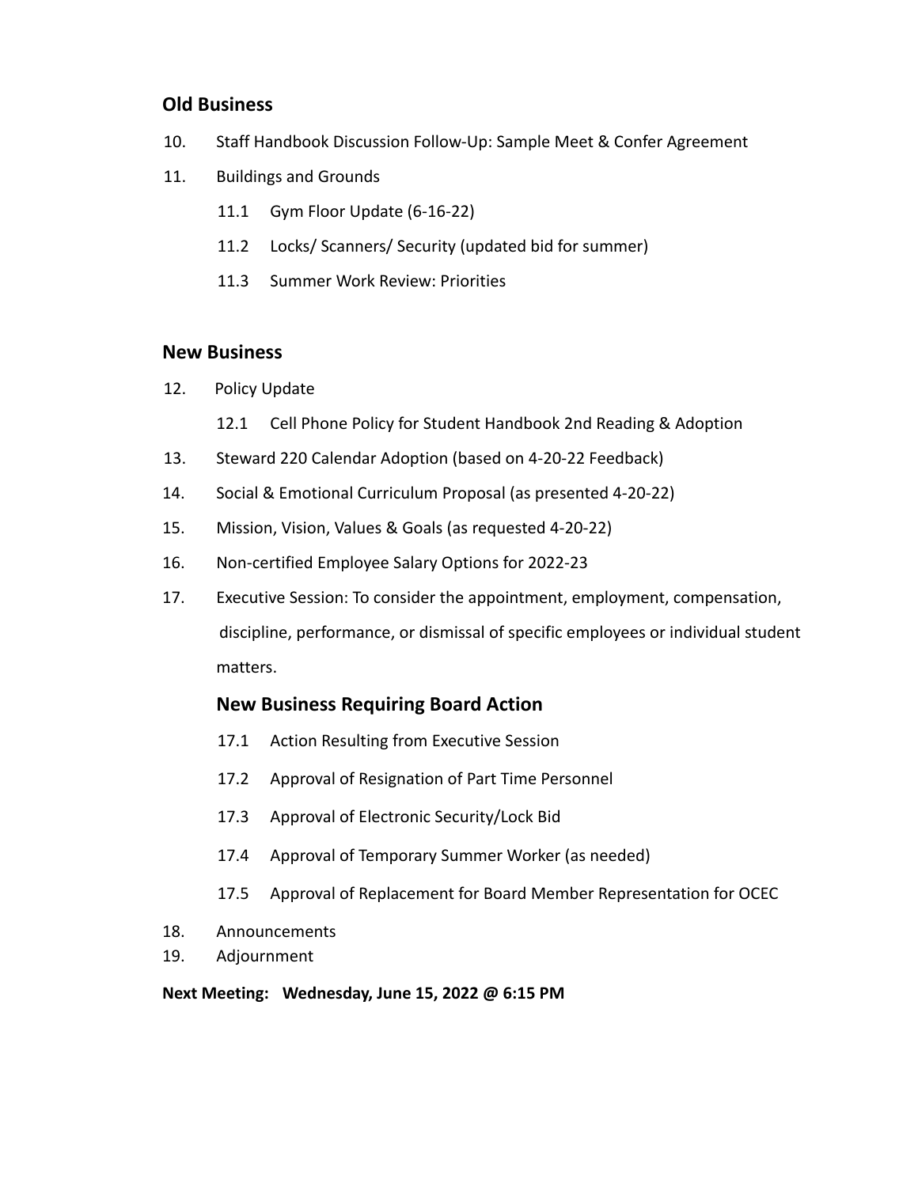## Old Business

10. Staff Handbook Discussion Follow-Up: Sample Meet & Confer Agreement
11. Buildings and Grounds
    - 11.1 Gym Floor Update (6-16-22)
    - 11.2 Locks/ Scanners/ Security (updated bid for summer)
    - 11.3 Summer Work Review: Priorities

## New Business

12. Policy Update
    - 12.1 Cell Phone Policy for Student Handbook 2nd Reading & Adoption
13. Steward 220 Calendar Adoption (based on 4-20-22 Feedback)
14. Social & Emotional Curriculum Proposal (as presented 4-20-22)
15. Mission, Vision, Values & Goals (as requested 4-20-22)
16. Non-certified Employee Salary Options for 2022-23
17. Executive Session: To consider the appointment, employment, compensation, discipline, performance, or dismissal of specific employees or individual student matters.

### New Business Requiring Board Action

- 17.1 Action Resulting from Executive Session
- 17.2 Approval of Resignation of Part Time Personnel
- 17.3 Approval of Electronic Security/Lock Bid
- 17.4 Approval of Temporary Summer Worker (as needed)
- 17.5 Approval of Replacement for Board Member Representation for OCEC

18. Announcements
19. Adjournment

**Next Meeting: Wednesday, June 15, 2022 @ 6:15 PM**